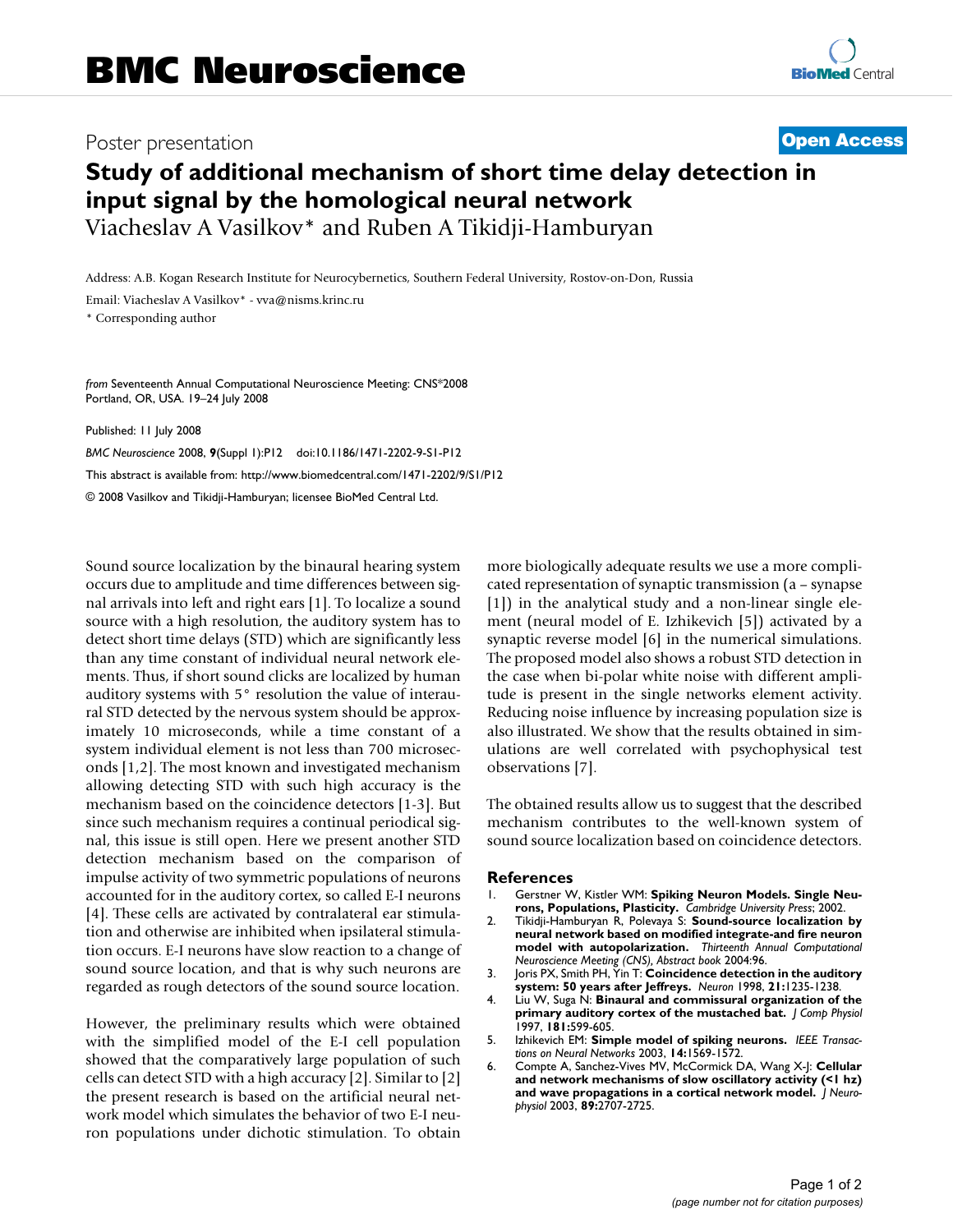# BMC Neuroscience

Poster presentation

**Open Access**

# Study of additional mechanism of short time delay detection in input signal by the homological neural network

Viacheslav A Vasilkov* and Ruben A Tikidji-Hamburyan

Address: A.B. Kogan Research Institute for Neurocybernetics, Southern Federal University, Rostov-on-Don, Russia

Email: Viacheslav A Vasilkov* - vva@nisms.krinc.ru

* Corresponding author

*from* Seventeenth Annual Computational Neuroscience Meeting: CNS*2008
Portland, OR, USA. 19–24 July 2008

Published: 11 July 2008

*BMC Neuroscience* 2008, **9**(Suppl 1):P12 doi:10.1186/1471-2202-9-S1-P12

This abstract is available from: http://www.biomedcentral.com/1471-2202/9/S1/P12

© 2008 Vasilkov and Tikidji-Hamburyan; licensee BioMed Central Ltd.

Sound source localization by the binaural hearing system occurs due to amplitude and time differences between signal arrivals into left and right ears [1]. To localize a sound source with a high resolution, the auditory system has to detect short time delays (STD) which are significantly less than any time constant of individual neural network elements. Thus, if short sound clicks are localized by human auditory systems with 5° resolution the value of interaural STD detected by the nervous system should be approximately 10 microseconds, while a time constant of a system individual element is not less than 700 microseconds [1,2]. The most known and investigated mechanism allowing detecting STD with such high accuracy is the mechanism based on the coincidence detectors [1-3]. But since such mechanism requires a continual periodical signal, this issue is still open. Here we present another STD detection mechanism based on the comparison of impulse activity of two symmetric populations of neurons accounted for in the auditory cortex, so called E-I neurons [4]. These cells are activated by contralateral ear stimulation and otherwise are inhibited when ipsilateral stimulation occurs. E-I neurons have slow reaction to a change of sound source location, and that is why such neurons are regarded as rough detectors of the sound source location.

However, the preliminary results which were obtained with the simplified model of the E-I cell population showed that the comparatively large population of such cells can detect STD with a high accuracy [2]. Similar to [2] the present research is based on the artificial neural network model which simulates the behavior of two E-I neuron populations under dichotic stimulation. To obtain more biologically adequate results we use a more complicated representation of synaptic transmission (a – synapse [1]) in the analytical study and a non-linear single element (neural model of E. Izhikevich [5]) activated by a synaptic reverse model [6] in the numerical simulations. The proposed model also shows a robust STD detection in the case when bi-polar white noise with different amplitude is present in the single networks element activity. Reducing noise influence by increasing population size is also illustrated. We show that the results obtained in simulations are well correlated with psychophysical test observations [7].

The obtained results allow us to suggest that the described mechanism contributes to the well-known system of sound source localization based on coincidence detectors.

## References

1. Gerstner W, Kistler WM: **Spiking Neuron Models. Single Neurons, Populations, Plasticity.** *Cambridge University Press*; 2002.
2. Tikidji-Hamburyan R, Polevaya S: **Sound-source localization by neural network based on modified integrate-and fire neuron model with autopolarization.** *Thirteenth Annual Computational Neuroscience Meeting (CNS), Abstract book* 2004:96.
3. Joris PX, Smith PH, Yin T: **Coincidence detection in the auditory system: 50 years after Jeffreys.** *Neuron* 1998, **21:**1235-1238.
4. Liu W, Suga N: **Binaural and commissural organization of the primary auditory cortex of the mustached bat.** *J Comp Physiol* 1997, **181:**599-605.
5. Izhikevich EM: **Simple model of spiking neurons.** *IEEE Transactions on Neural Networks* 2003, **14:**1569-1572.
6. Compte A, Sanchez-Vives MV, McCormick DA, Wang X-J: **Cellular and network mechanisms of slow oscillatory activity (<1 hz) and wave propagations in a cortical network model.** *J Neurophysiol* 2003, **89:**2707-2725.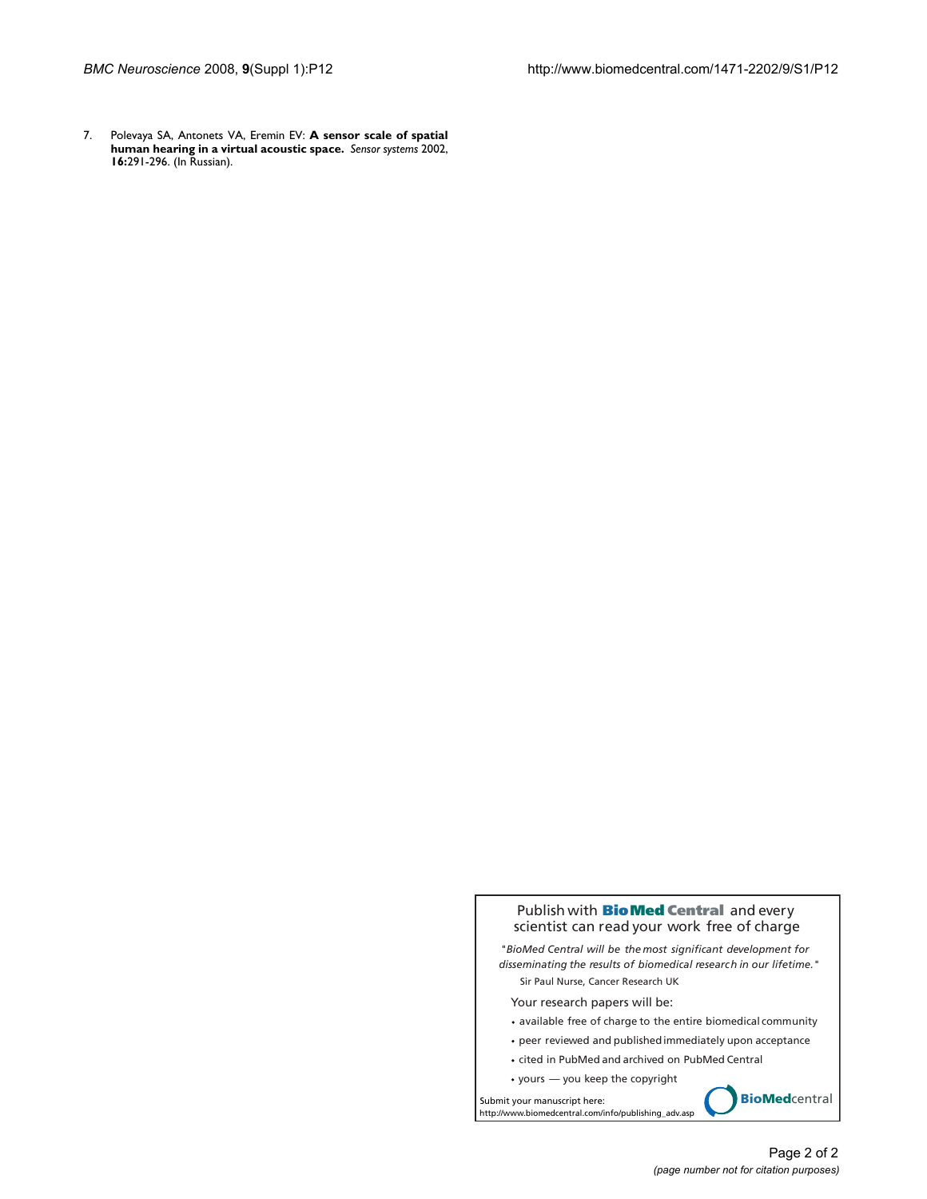7. Polevaya SA, Antonets VA, Eremin EV: **A sensor scale of spatial human hearing in a virtual acoustic space.** *Sensor systems* 2002, **16:**291-296. (In Russian).

Publish with **BioMed Central** and every scientist can read your work free of charge

*"BioMed Central will be the most significant development for disseminating the results of biomedical research in our lifetime."*

Sir Paul Nurse, Cancer Research UK

Your research papers will be:

- available free of charge to the entire biomedical community
- peer reviewed and published immediately upon acceptance
- cited in PubMed and archived on PubMed Central
- yours — you keep the copyright

Submit your manuscript here:
http://www.biomedcentral.com/info/publishing_adv.asp

**BioMed**central